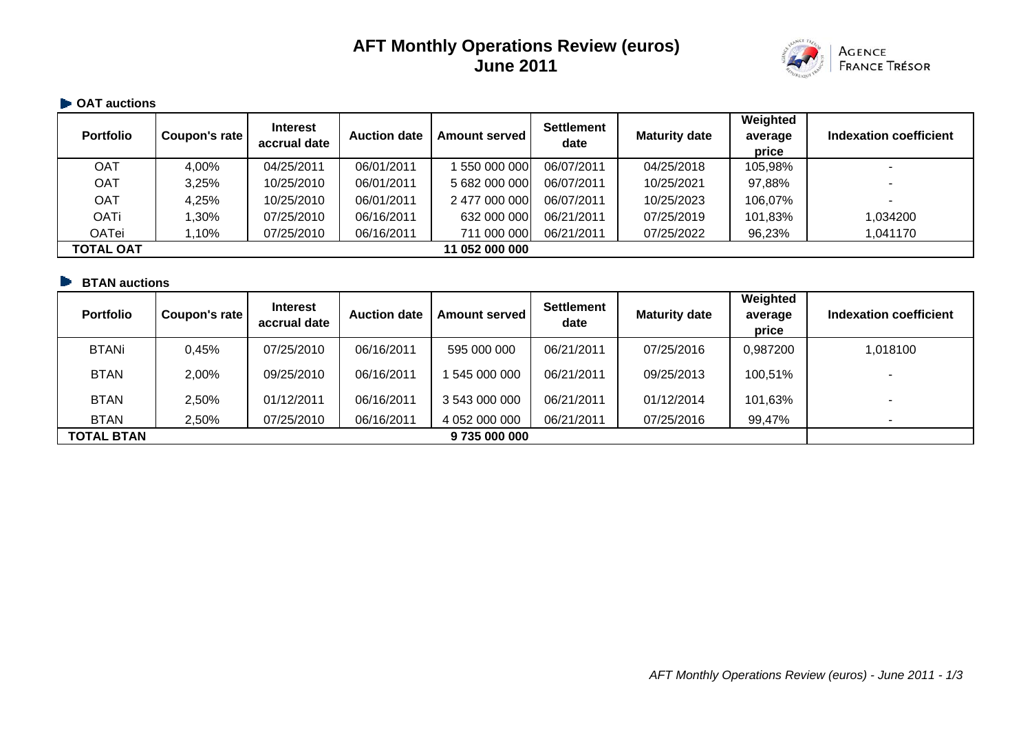# AFT Monthly Operations Review (euros)
# June 2011

AGENCE FRANCE TRÉSOR

### OAT auctions

| Portfolio | Coupon's rate | Interest accrual date | Auction date | Amount served | Settlement date | Maturity date | Weighted average price | Indexation coefficient |
|---|---|---|---|---|---|---|---|---|
| OAT | 4,00% | 04/25/2011 | 06/01/2011 | 1 550 000 000 | 06/07/2011 | 04/25/2018 | 105,98% | - |
| OAT | 3,25% | 10/25/2010 | 06/01/2011 | 5 682 000 000 | 06/07/2011 | 10/25/2021 | 97,88% | - |
| OAT | 4,25% | 10/25/2010 | 06/01/2011 | 2 477 000 000 | 06/07/2011 | 10/25/2023 | 106,07% | - |
| OATi | 1,30% | 07/25/2010 | 06/16/2011 | 632 000 000 | 06/21/2011 | 07/25/2019 | 101,83% | 1,034200 |
| OATei | 1,10% | 07/25/2010 | 06/16/2011 | 711 000 000 | 06/21/2011 | 07/25/2022 | 96,23% | 1,041170 |
| **TOTAL OAT** | | | | **11 052 000 000** | | | | |

### BTAN auctions

| Portfolio | Coupon's rate | Interest accrual date | Auction date | Amount served | Settlement date | Maturity date | Weighted average price | Indexation coefficient |
|---|---|---|---|---|---|---|---|---|
| BTANi | 0,45% | 07/25/2010 | 06/16/2011 | 595 000 000 | 06/21/2011 | 07/25/2016 | 0,987200 | 1,018100 |
| BTAN | 2,00% | 09/25/2010 | 06/16/2011 | 1 545 000 000 | 06/21/2011 | 09/25/2013 | 100,51% | - |
| BTAN | 2,50% | 01/12/2011 | 06/16/2011 | 3 543 000 000 | 06/21/2011 | 01/12/2014 | 101,63% | - |
| BTAN | 2,50% | 07/25/2010 | 06/16/2011 | 4 052 000 000 | 06/21/2011 | 07/25/2016 | 99,47% | - |
| **TOTAL BTAN** | | | | **9 735 000 000** | | | | |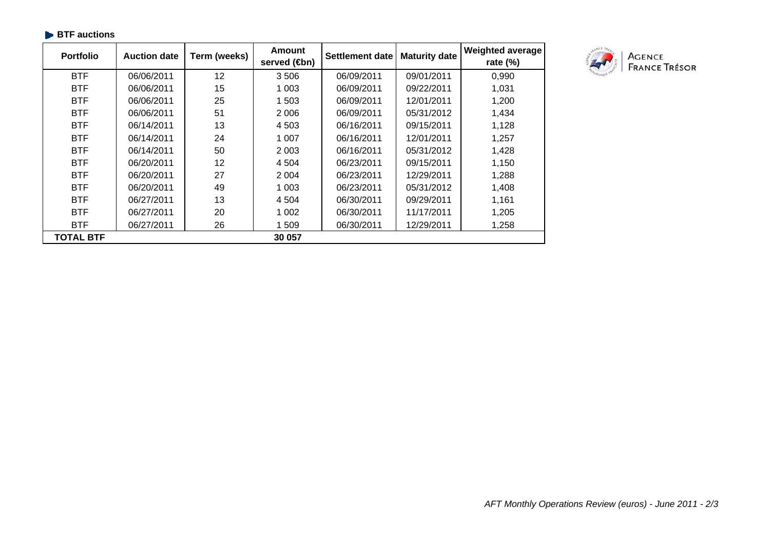### BTF auctions

| Portfolio | Auction date | Term (weeks) | Amount served (€bn) | Settlement date | Maturity date | Weighted average rate (%) |
|---|---|---|---|---|---|---|
| BTF | 06/06/2011 | 12 | 3 506 | 06/09/2011 | 09/01/2011 | 0,990 |
| BTF | 06/06/2011 | 15 | 1 003 | 06/09/2011 | 09/22/2011 | 1,031 |
| BTF | 06/06/2011 | 25 | 1 503 | 06/09/2011 | 12/01/2011 | 1,200 |
| BTF | 06/06/2011 | 51 | 2 006 | 06/09/2011 | 05/31/2012 | 1,434 |
| BTF | 06/14/2011 | 13 | 4 503 | 06/16/2011 | 09/15/2011 | 1,128 |
| BTF | 06/14/2011 | 24 | 1 007 | 06/16/2011 | 12/01/2011 | 1,257 |
| BTF | 06/14/2011 | 50 | 2 003 | 06/16/2011 | 05/31/2012 | 1,428 |
| BTF | 06/20/2011 | 12 | 4 504 | 06/23/2011 | 09/15/2011 | 1,150 |
| BTF | 06/20/2011 | 27 | 2 004 | 06/23/2011 | 12/29/2011 | 1,288 |
| BTF | 06/20/2011 | 49 | 1 003 | 06/23/2011 | 05/31/2012 | 1,408 |
| BTF | 06/27/2011 | 13 | 4 504 | 06/30/2011 | 09/29/2011 | 1,161 |
| BTF | 06/27/2011 | 20 | 1 002 | 06/30/2011 | 11/17/2011 | 1,205 |
| BTF | 06/27/2011 | 26 | 1 509 | 06/30/2011 | 12/29/2011 | 1,258 |
| **TOTAL BTF** | | | **30 057** | | | |

AGENCE FRANCE TRÉSOR

*AFT Monthly Operations Review (euros) - June 2011*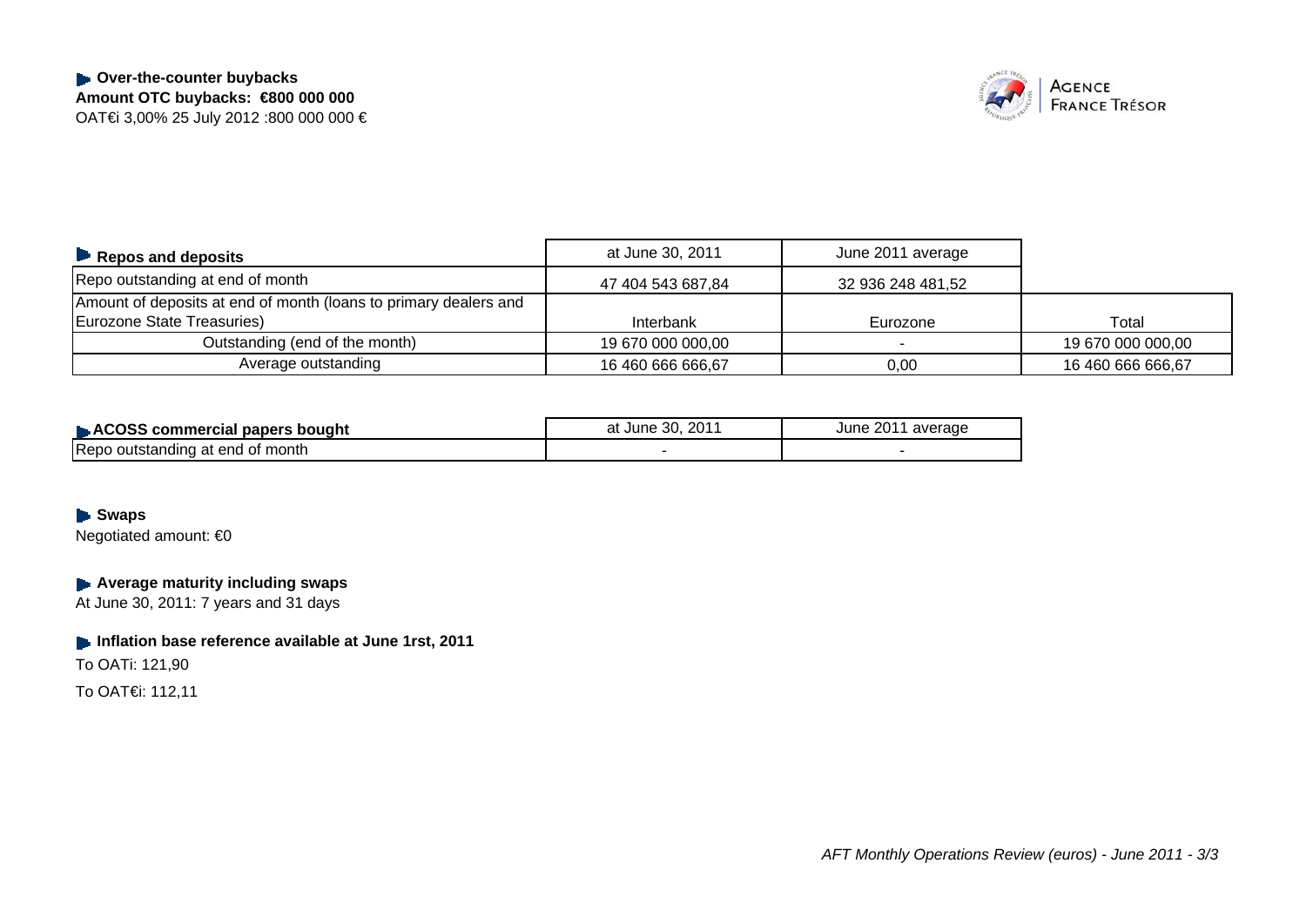### Over-the-counter buybacks

**Amount OTC buybacks: €800 000 000**

OAT€i 3,00% 25 July 2012 :800 000 000 €

| Repos and deposits | at June 30, 2011 | June 2011 average | |
|---|---|---|---|
| Repo outstanding at end of month | 47 404 543 687,84 | 32 936 248 481,52 | |
| Amount of deposits at end of month (loans to primary dealers and Eurozone State Treasuries) | Interbank | Eurozone | Total |
| Outstanding (end of the month) | 19 670 000 000,00 | - | 19 670 000 000,00 |
| Average outstanding | 16 460 666 666,67 | 0,00 | 16 460 666 666,67 |

| ACOSS commercial papers bought | at June 30, 2011 | June 2011 average |
|---|---|---|
| Repo outstanding at end of month | - | - |

### Swaps

Negotiated amount: €0

### Average maturity including swaps

At June 30, 2011: 7 years and 31 days

### Inflation base reference available at June 1rst, 2011

To OATi: 121,90

To OAT€i: 112,11